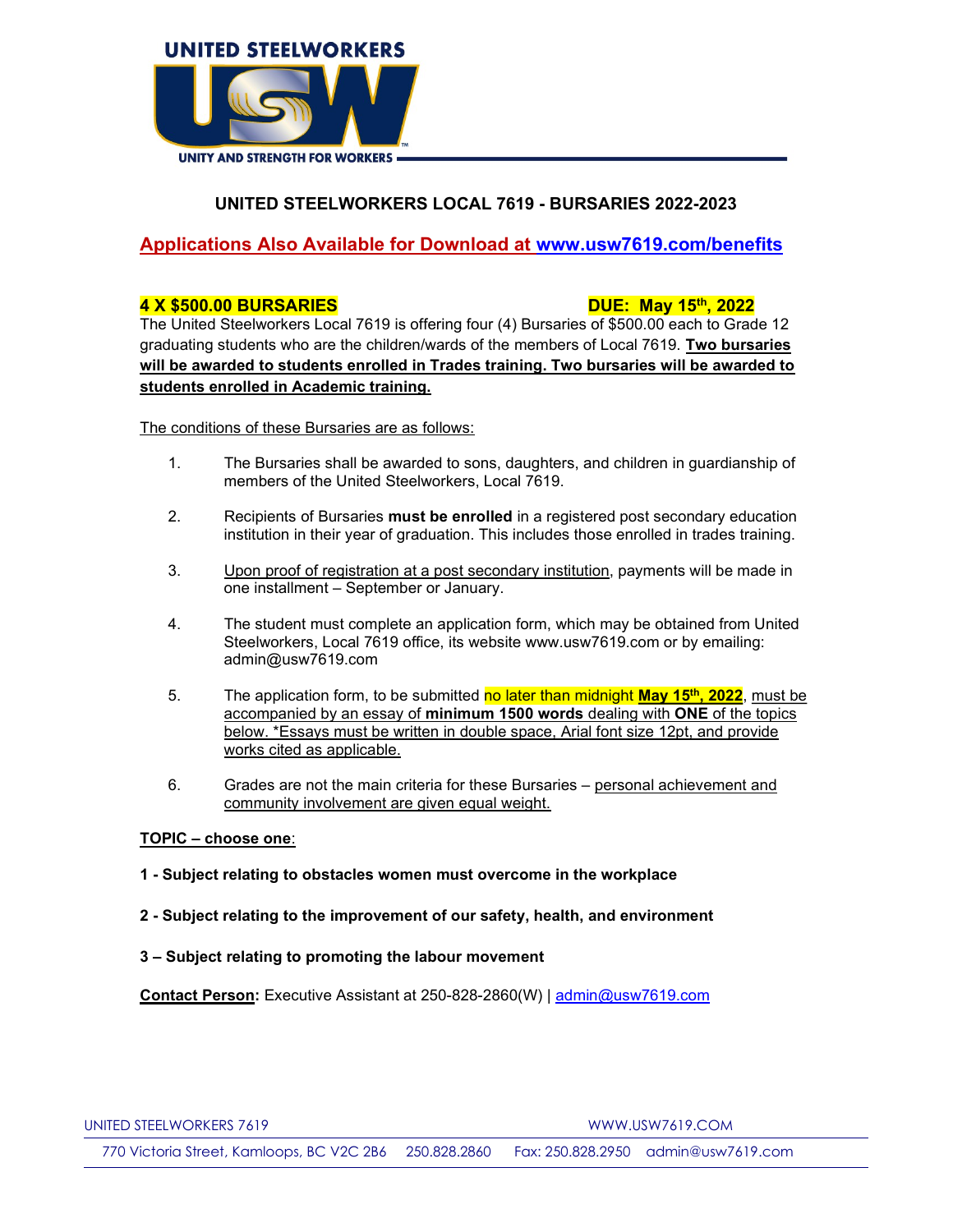UNITED STEELWORKERS

USW

UNITY AND STRENGTH FOR WORKERS

# UNITED STEELWORKERS LOCAL 7619 - BURSARIES 2022-2023

**Applications Also Available for Download at www.usw7619.com/benefits**

**4 X $500.00 BURSARIES** **DUE: May 15th, 2022**

The United Steelworkers Local 7619 is offering four (4) Bursaries of $500.00 each to Grade 12 graduating students who are the children/wards of the members of Local 7619. **Two bursaries will be awarded to students enrolled in Trades training. Two bursaries will be awarded to students enrolled in Academic training.**

The conditions of these Bursaries are as follows:

1. The Bursaries shall be awarded to sons, daughters, and children in guardianship of members of the United Steelworkers, Local 7619.
2. Recipients of Bursaries **must be enrolled** in a registered post secondary education institution in their year of graduation. This includes those enrolled in trades training.
3. Upon proof of registration at a post secondary institution, payments will be made in one installment – September or January.
4. The student must complete an application form, which may be obtained from United Steelworkers, Local 7619 office, its website www.usw7619.com or by emailing: admin@usw7619.com
5. The application form, to be submitted no later than midnight **May 15th, 2022**, must be accompanied by an essay of **minimum 1500 words** dealing with **ONE** of the topics below. *Essays must be written in double space, Arial font size 12pt, and provide works cited as applicable.
6. Grades are not the main criteria for these Bursaries – personal achievement and community involvement are given equal weight.

**TOPIC – choose one**:

**1 - Subject relating to obstacles women must overcome in the workplace**

**2 - Subject relating to the improvement of our safety, health, and environment**

**3 – Subject relating to promoting the labour movement**

**Contact Person:** Executive Assistant at 250-828-2860(W) | admin@usw7619.com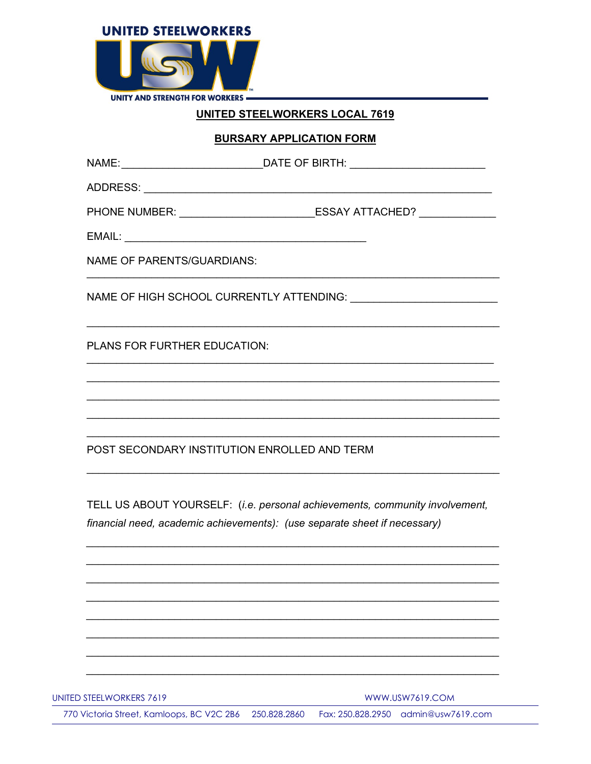UNITED STEELWORKERS

UNITY AND STRENGTH FOR WORKERS

## UNITED STEELWORKERS LOCAL 7619

## BURSARY APPLICATION FORM

NAME: ______________________ DATE OF BIRTH: ______________________

ADDRESS: ______________________________________________________

PHONE NUMBER: ______________________ ESSAY ATTACHED? ____________

EMAIL: ________________________________________

NAME OF PARENTS/GUARDIANS:

______________________________________________________________

NAME OF HIGH SCHOOL CURRENTLY ATTENDING: ______________________

______________________________________________________________

PLANS FOR FURTHER EDUCATION:

______________________________________________________________

______________________________________________________________

______________________________________________________________

______________________________________________________________

______________________________________________________________

POST SECONDARY INSTITUTION ENROLLED AND TERM

______________________________________________________________

TELL US ABOUT YOURSELF: (*i.e. personal achievements, community involvement, financial need, academic achievements*): (*use separate sheet if necessary*)

______________________________________________________________

______________________________________________________________

______________________________________________________________

______________________________________________________________

______________________________________________________________

______________________________________________________________

______________________________________________________________

______________________________________________________________

UNITED STEELWORKERS 7619 WWW.USW7619.COM

770 Victoria Street, Kamloops, BC V2C 2B6 250.828.2860 Fax: 250.828.2950 admin@usw7619.com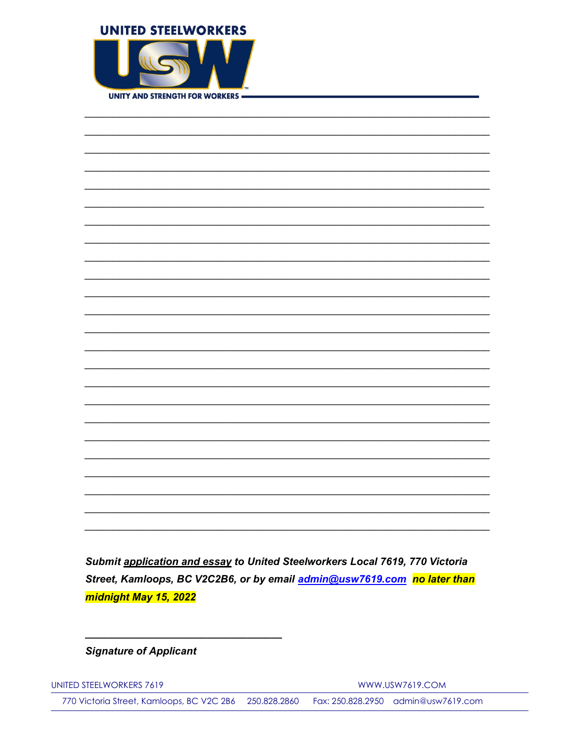UNITED STEELWORKERS

USW

UNITY AND STRENGTH FOR WORKERS

_______________________________________________________________________________

_______________________________________________________________________________

_______________________________________________________________________________

_______________________________________________________________________________

_______________________________________________________________________________

_______________________________________________________________________________

_______________________________________________________________________________

_______________________________________________________________________________

_______________________________________________________________________________

_______________________________________________________________________________

_______________________________________________________________________________

_______________________________________________________________________________

_______________________________________________________________________________

_______________________________________________________________________________

_______________________________________________________________________________

_______________________________________________________________________________

_______________________________________________________________________________

_______________________________________________________________________________

_______________________________________________________________________________

_______________________________________________________________________________

_______________________________________________________________________________

_______________________________________________________________________________

_______________________________________________________________________________

_______________________________________________________________________________

***Submit application and essay to United Steelworkers Local 7619, 770 Victoria Street, Kamloops, BC V2C2B6, or by email admin@usw7619.com no later than midnight May 15, 2022***

_________________________________

***Signature of Applicant***

UNITED STEELWORKERS 7619 WWW.USW7619.COM

770 Victoria Street, Kamloops, BC V2C 2B6 250.828.2860 Fax: 250.828.2950 admin@usw7619.com